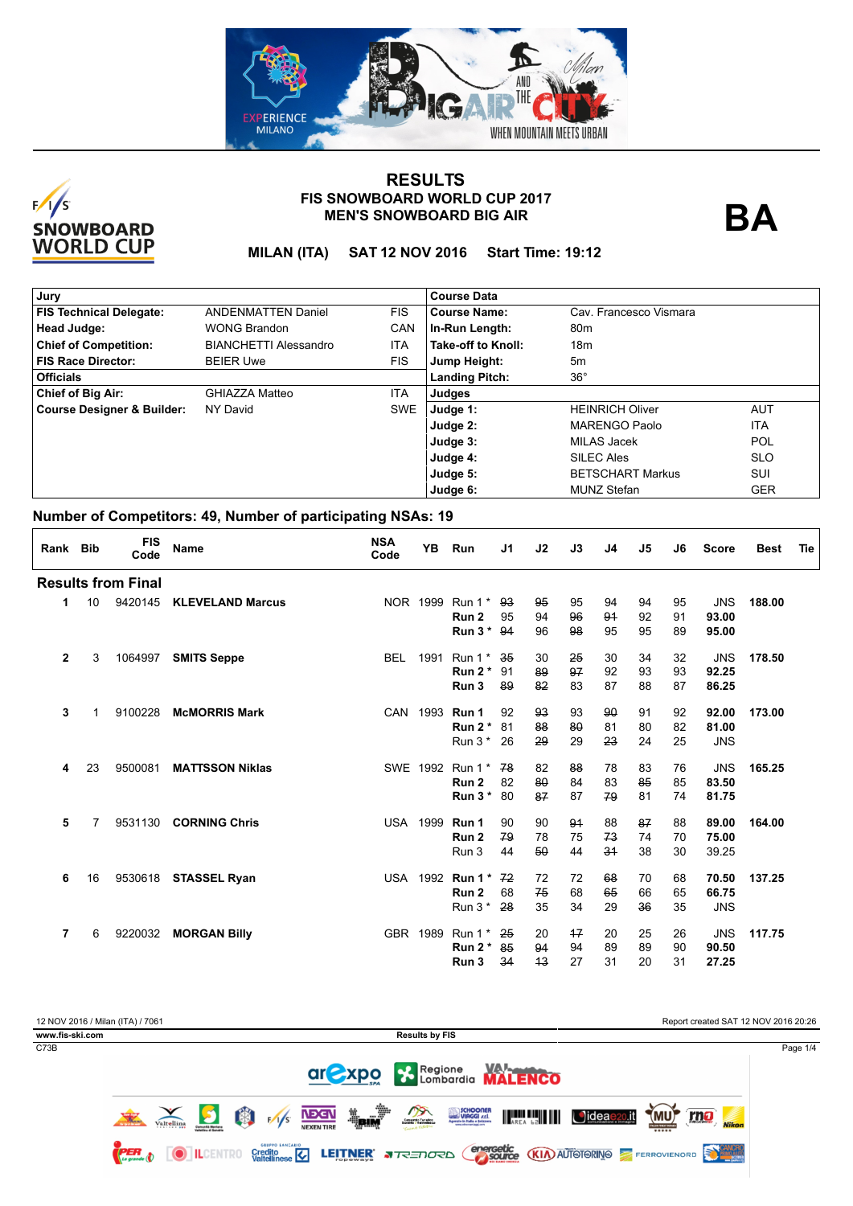# RESULTS

## FIS SNOWBOARD WORLD CUP 2017
## MEN'S SNOWBOARD BIG AIR

**BA**

**MILAN (ITA) SAT 12 NOV 2016 Start Time: 19:12**

| Jury | | | Course Data | | |
|---|---|---|---|---|---|
| **FIS Technical Delegate:** | ANDENMATTEN Daniel | FIS | **Course Name:** | Cav. Francesco Vismara | |
| **Head Judge:** | WONG Brandon | CAN | **In-Run Length:** | 80m | |
| **Chief of Competition:** | BIANCHETTI Alessandro | ITA | **Take-off to Knoll:** | 18m | |
| **FIS Race Director:** | BEIER Uwe | FIS | **Jump Height:** | 5m | |
| **Officials** | | | **Landing Pitch:** | 36° | |
| **Chief of Big Air:** | GHIAZZA Matteo | ITA | **Judges** | | |
| **Course Designer & Builder:** | NY David | SWE | **Judge 1:** | HEINRICH Oliver | AUT |
| | | | **Judge 2:** | MARENGO Paolo | ITA |
| | | | **Judge 3:** | MILAS Jacek | POL |
| | | | **Judge 4:** | SILEC Ales | SLO |
| | | | **Judge 5:** | BETSCHART Markus | SUI |
| | | | **Judge 6:** | MUNZ Stefan | GER |

## Number of Competitors: 49, Number of participating NSAs: 19

| Rank | Bib | FIS Code | Name | NSA Code | YB | Run | J1 | J2 | J3 | J4 | J5 | J6 | Score | Best | Tie |
|---|---|---|---|---|---|---|---|---|---|---|---|---|---|---|---|
| **Results from Final** | | | | | | | | | | | | | | | |
| 1 | 10 | 9420145 | **KLEVELAND Marcus** | NOR | 1999 | Run 1 * | ~~93~~ | ~~95~~ | 95 | 94 | 94 | 95 | JNS | **188.00** | |
| | | | | | | **Run 2** | 95 | 94 | ~~96~~ | ~~91~~ | 92 | 91 | **93.00** | | |
| | | | | | | **Run 3 *** | ~~94~~ | 96 | ~~98~~ | 95 | 95 | 89 | **95.00** | | |
| 2 | 3 | 1064997 | **SMITS Seppe** | BEL | 1991 | Run 1 * | ~~35~~ | 30 | ~~25~~ | 30 | 34 | 32 | JNS | **178.50** | |
| | | | | | | **Run 2 *** | 91 | ~~89~~ | ~~97~~ | 92 | 93 | 93 | **92.25** | | |
| | | | | | | **Run 3** | ~~89~~ | ~~82~~ | 83 | 87 | 88 | 87 | **86.25** | | |
| 3 | 1 | 9100228 | **McMORRIS Mark** | CAN | 1993 | **Run 1** | 92 | ~~93~~ | 93 | ~~90~~ | 91 | 92 | **92.00** | **173.00** | |
| | | | | | | **Run 2 *** | 81 | ~~88~~ | ~~80~~ | 81 | 80 | 82 | **81.00** | | |
| | | | | | | Run 3 * | 26 | ~~29~~ | 29 | ~~23~~ | 24 | 25 | JNS | | |
| 4 | 23 | 9500081 | **MATTSSON Niklas** | SWE | 1992 | Run 1 * | ~~78~~ | 82 | ~~88~~ | 78 | 83 | 76 | JNS | **165.25** | |
| | | | | | | **Run 2** | 82 | ~~80~~ | 84 | 83 | ~~85~~ | 85 | **83.50** | | |
| | | | | | | **Run 3 *** | 80 | ~~87~~ | 87 | ~~79~~ | 81 | 74 | **81.75** | | |
| 5 | 7 | 9531130 | **CORNING Chris** | USA | 1999 | **Run 1** | 90 | 90 | ~~91~~ | 88 | ~~87~~ | 88 | **89.00** | **164.00** | |
| | | | | | | **Run 2** | ~~79~~ | 78 | 75 | ~~73~~ | 74 | 70 | **75.00** | | |
| | | | | | | Run 3 | 44 | ~~50~~ | 44 | ~~31~~ | 38 | 30 | 39.25 | | |
| 6 | 16 | 9530618 | **STASSEL Ryan** | USA | 1992 | **Run 1 *** | ~~72~~ | 72 | 72 | ~~68~~ | 70 | 68 | **70.50** | **137.25** | |
| | | | | | | **Run 2** | 68 | ~~75~~ | 68 | ~~65~~ | 66 | 65 | **66.75** | | |
| | | | | | | Run 3 * | ~~28~~ | 35 | 34 | 29 | ~~36~~ | 35 | JNS | | |
| 7 | 6 | 9220032 | **MORGAN Billy** | GBR | 1989 | Run 1 * | ~~25~~ | 20 | ~~17~~ | 20 | 25 | 26 | JNS | **117.75** | |
| | | | | | | **Run 2 *** | ~~85~~ | ~~94~~ | 94 | 89 | 89 | 90 | **90.50** | | |
| | | | | | | **Run 3** | ~~34~~ | ~~13~~ | 27 | 31 | 20 | 31 | **27.25** | | |

12 NOV 2016 / Milan (ITA) / 7061

Report created SAT 12 NOV 2016 20:26

www.fis-ski.com

Results by FIS

C73B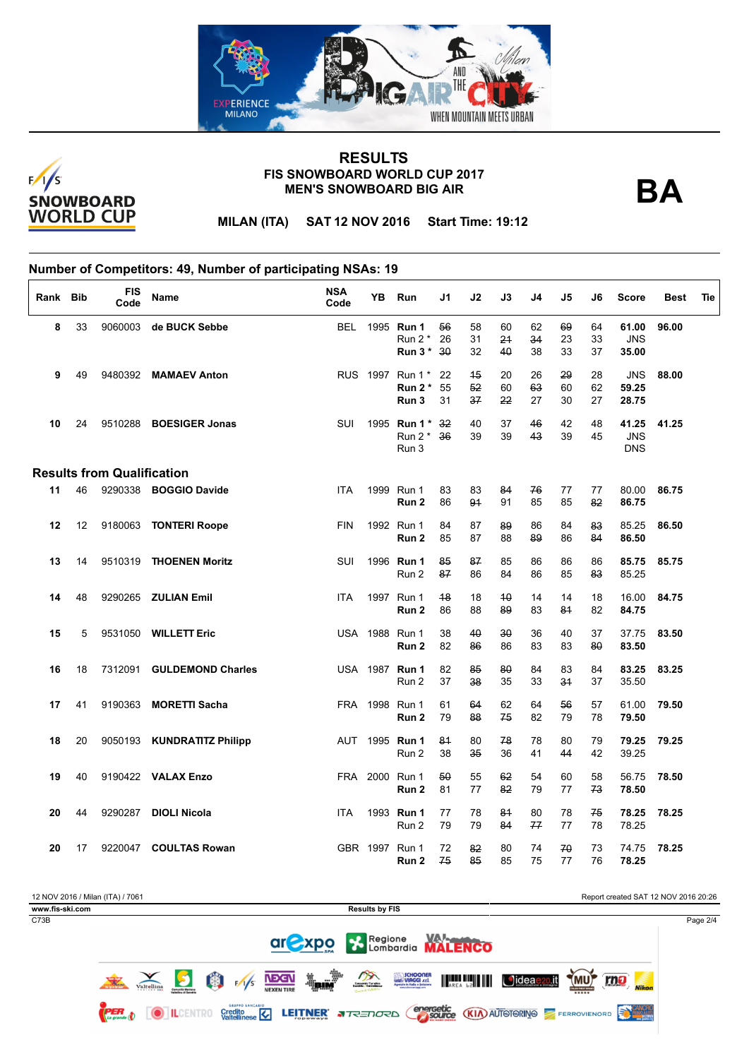# RESULTS
## FIS SNOWBOARD WORLD CUP 2017
## MEN'S SNOWBOARD BIG AIR

**BA**

**MILAN (ITA) SAT 12 NOV 2016 Start Time: 19:12**

**Number of Competitors: 49, Number of participating NSAs: 19**

| Rank | Bib | FIS Code | Name | NSA Code | YB | Run | J1 | J2 | J3 | J4 | J5 | J6 | Score | Best | Tie |
|---|---|---|---|---|---|---|---|---|---|---|---|---|---|---|---|
| 8 | 33 | 9060003 | **de BUCK Sebbe** | BEL | 1995 | **Run 1** | ~~56~~ | 58 | 60 | 62 | ~~69~~ | 64 | **61.00** | **96.00** | |
| | | | | | | Run 2 * | 26 | 31 | ~~21~~ | ~~34~~ | 23 | 33 | JNS | | |
| | | | | | | **Run 3 *** | ~~30~~ | 32 | ~~40~~ | 38 | 33 | 37 | **35.00** | | |
| 9 | 49 | 9480392 | **MAMAEV Anton** | RUS | 1997 | Run 1 * | 22 | ~~15~~ | 20 | 26 | ~~29~~ | 28 | JNS | **88.00** | |
| | | | | | | **Run 2 *** | 55 | ~~52~~ | 60 | ~~63~~ | 60 | 62 | **59.25** | | |
| | | | | | | **Run 3** | 31 | ~~37~~ | ~~22~~ | 27 | 30 | 27 | **28.75** | | |
| 10 | 24 | 9510288 | **BOESIGER Jonas** | SUI | 1995 | **Run 1 *** | ~~32~~ | 40 | 37 | ~~46~~ | 42 | 48 | **41.25** | **41.25** | |
| | | | | | | Run 2 * | ~~36~~ | 39 | 39 | ~~43~~ | 39 | 45 | JNS | | |
| | | | | | | Run 3 | | | | | | | DNS | | |
| **Results from Qualification** | | | | | | | | | | | | | | | |
| 11 | 46 | 9290338 | **BOGGIO Davide** | ITA | 1999 | Run 1 | 83 | 83 | ~~84~~ | ~~76~~ | 77 | 77 | 80.00 | **86.75** | |
| | | | | | | **Run 2** | 86 | ~~91~~ | 91 | 85 | 85 | ~~82~~ | **86.75** | | |
| 12 | 12 | 9180063 | **TONTERI Roope** | FIN | 1992 | Run 1 | 84 | 87 | ~~89~~ | 86 | 84 | ~~83~~ | 85.25 | **86.50** | |
| | | | | | | **Run 2** | 85 | 87 | 88 | ~~89~~ | 86 | ~~84~~ | **86.50** | | |
| 13 | 14 | 9510319 | **THOENEN Moritz** | SUI | 1996 | **Run 1** | ~~85~~ | ~~87~~ | 85 | 86 | 86 | 86 | **85.75** | **85.75** | |
| | | | | | | Run 2 | ~~87~~ | 86 | 84 | 86 | 85 | ~~83~~ | 85.25 | | |
| 14 | 48 | 9290265 | **ZULIAN Emil** | ITA | 1997 | Run 1 | ~~18~~ | 18 | ~~10~~ | 14 | 14 | 18 | 16.00 | **84.75** | |
| | | | | | | **Run 2** | 86 | 88 | ~~89~~ | 83 | ~~81~~ | 82 | **84.75** | | |
| 15 | 5 | 9531050 | **WILLETT Eric** | USA | 1988 | Run 1 | 38 | ~~40~~ | ~~30~~ | 36 | 40 | 37 | 37.75 | **83.50** | |
| | | | | | | **Run 2** | 82 | ~~86~~ | 86 | 83 | 83 | ~~80~~ | **83.50** | | |
| 16 | 18 | 7312091 | **GULDEMOND Charles** | USA | 1987 | **Run 1** | 82 | ~~85~~ | ~~80~~ | 84 | 83 | 84 | **83.25** | **83.25** | |
| | | | | | | Run 2 | 37 | ~~38~~ | 35 | 33 | ~~31~~ | 37 | 35.50 | | |
| 17 | 41 | 9190363 | **MORETTI Sacha** | FRA | 1998 | Run 1 | 61 | ~~64~~ | 62 | 64 | ~~56~~ | 57 | 61.00 | **79.50** | |
| | | | | | | **Run 2** | 79 | ~~88~~ | ~~75~~ | 82 | 79 | 78 | **79.50** | | |
| 18 | 20 | 9050193 | **KUNDRATITZ Philipp** | AUT | 1995 | **Run 1** | ~~81~~ | 80 | ~~78~~ | 78 | 80 | 79 | **79.25** | **79.25** | |
| | | | | | | Run 2 | 38 | ~~35~~ | 36 | 41 | ~~44~~ | 42 | 39.25 | | |
| 19 | 40 | 9190422 | **VALAX Enzo** | FRA | 2000 | Run 1 | ~~50~~ | 55 | ~~62~~ | 54 | 60 | 58 | 56.75 | **78.50** | |
| | | | | | | **Run 2** | 81 | 77 | ~~82~~ | 79 | 77 | ~~73~~ | **78.50** | | |
| 20 | 44 | 9290287 | **DIOLI Nicola** | ITA | 1993 | **Run 1** | 77 | 78 | ~~81~~ | 80 | 78 | ~~75~~ | **78.25** | **78.25** | |
| | | | | | | Run 2 | 79 | 79 | ~~84~~ | ~~77~~ | 77 | 78 | 78.25 | | |
| 20 | 17 | 9220047 | **COULTAS Rowan** | GBR | 1997 | Run 1 | 72 | ~~82~~ | 80 | 74 | ~~70~~ | 73 | 74.75 | **78.25** | |
| | | | | | | **Run 2** | ~~75~~ | ~~85~~ | 85 | 75 | 77 | 76 | **78.25** | | |

12 NOV 2016 / Milan (ITA) / 7061

Report created SAT 12 NOV 2016 20:26

www.fis-ski.com

Results by FIS

C73B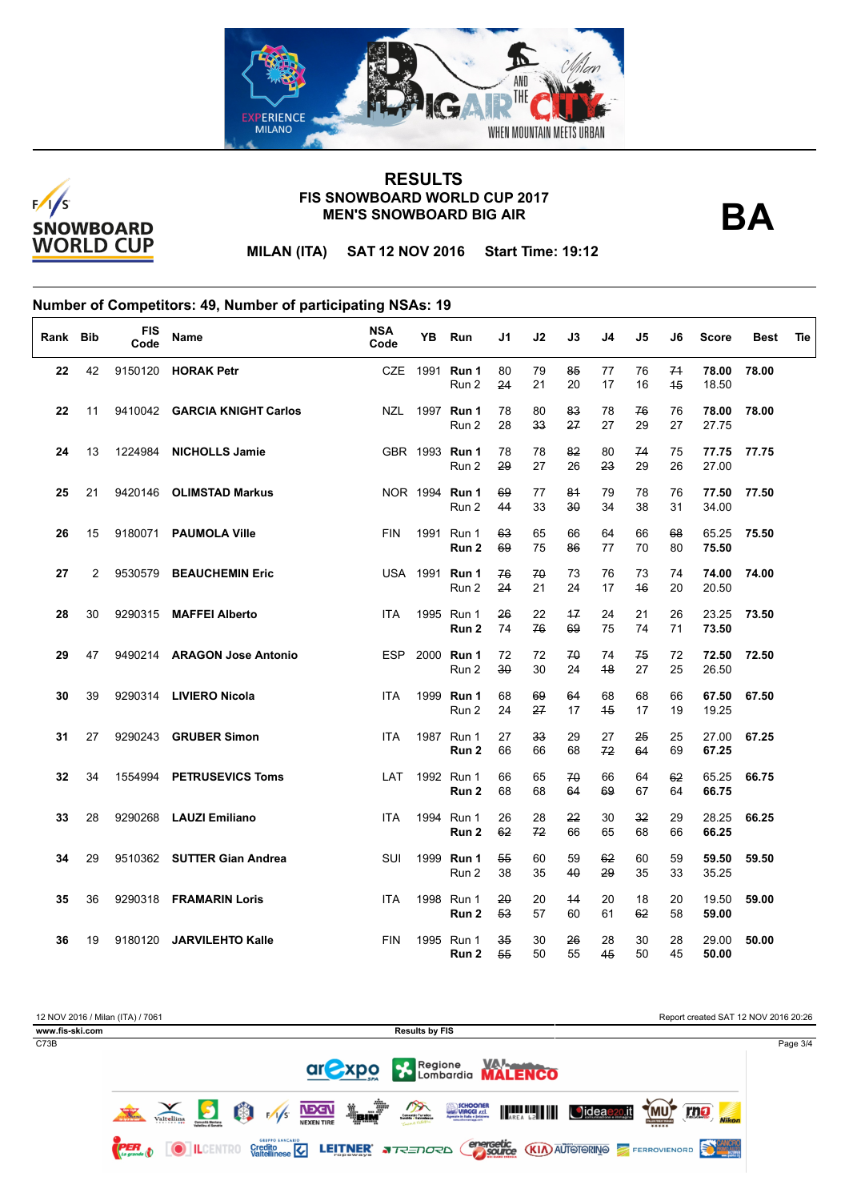# RESULTS

## FIS SNOWBOARD WORLD CUP 2017
## MEN'S SNOWBOARD BIG AIR

**BA**

**MILAN (ITA) SAT 12 NOV 2016 Start Time: 19:12**

### Number of Competitors: 49, Number of participating NSAs: 19

| Rank | Bib | FIS Code | Name | NSA Code | YB | Run | J1 | J2 | J3 | J4 | J5 | J6 | Score | Best | Tie |
|---|---|---|---|---|---|---|---|---|---|---|---|---|---|---|---|
| 22 | 42 | 9150120 | **HORAK Petr** | CZE | 1991 | **Run 1** | 80 | 79 | ~~85~~ | 77 | 76 | ~~71~~ | **78.00** | **78.00** | |
| | | | | | | Run 2 | ~~24~~ | 21 | 20 | 17 | 16 | ~~15~~ | 18.50 | | |
| 22 | 11 | 9410042 | **GARCIA KNIGHT Carlos** | NZL | 1997 | **Run 1** | 78 | 80 | ~~83~~ | 78 | ~~76~~ | 76 | **78.00** | **78.00** | |
| | | | | | | Run 2 | 28 | ~~33~~ | ~~27~~ | 27 | 29 | 27 | 27.75 | | |
| 24 | 13 | 1224984 | **NICHOLLS Jamie** | GBR | 1993 | **Run 1** | 78 | 78 | ~~82~~ | 80 | ~~74~~ | 75 | **77.75** | **77.75** | |
| | | | | | | Run 2 | ~~29~~ | 27 | 26 | ~~23~~ | 29 | 26 | 27.00 | | |
| 25 | 21 | 9420146 | **OLIMSTAD Markus** | NOR | 1994 | **Run 1** | ~~69~~ | 77 | ~~81~~ | 79 | 78 | 76 | **77.50** | **77.50** | |
| | | | | | | Run 2 | ~~44~~ | 33 | ~~30~~ | 34 | 38 | 31 | 34.00 | | |
| 26 | 15 | 9180071 | **PAUMOLA Ville** | FIN | 1991 | Run 1 | ~~63~~ | 65 | 66 | 64 | 66 | ~~68~~ | 65.25 | **75.50** | |
| | | | | | | **Run 2** | ~~69~~ | 75 | ~~86~~ | 77 | 70 | 80 | **75.50** | | |
| 27 | 2 | 9530579 | **BEAUCHEMIN Eric** | USA | 1991 | **Run 1** | ~~76~~ | ~~70~~ | 73 | 76 | 73 | 74 | **74.00** | **74.00** | |
| | | | | | | Run 2 | ~~24~~ | 21 | 24 | 17 | ~~16~~ | 20 | 20.50 | | |
| 28 | 30 | 9290315 | **MAFFEI Alberto** | ITA | 1995 | Run 1 | ~~26~~ | 22 | ~~17~~ | 24 | 21 | 26 | 23.25 | **73.50** | |
| | | | | | | **Run 2** | 74 | ~~76~~ | ~~69~~ | 75 | 74 | 71 | **73.50** | | |
| 29 | 47 | 9490214 | **ARAGON Jose Antonio** | ESP | 2000 | **Run 1** | 72 | 72 | ~~70~~ | 74 | ~~75~~ | 72 | **72.50** | **72.50** | |
| | | | | | | Run 2 | ~~30~~ | 30 | 24 | ~~18~~ | 27 | 25 | 26.50 | | |
| 30 | 39 | 9290314 | **LIVIERO Nicola** | ITA | 1999 | **Run 1** | 68 | ~~69~~ | ~~64~~ | 68 | 68 | 66 | **67.50** | **67.50** | |
| | | | | | | Run 2 | 24 | ~~27~~ | 17 | ~~15~~ | 17 | 19 | 19.25 | | |
| 31 | 27 | 9290243 | **GRUBER Simon** | ITA | 1987 | Run 1 | 27 | ~~33~~ | 29 | 27 | ~~25~~ | 25 | 27.00 | **67.25** | |
| | | | | | | **Run 2** | 66 | 66 | 68 | ~~72~~ | ~~64~~ | 69 | **67.25** | | |
| 32 | 34 | 1554994 | **PETRUSEVICS Toms** | LAT | 1992 | Run 1 | 66 | 65 | ~~70~~ | 66 | 64 | ~~62~~ | 65.25 | **66.75** | |
| | | | | | | **Run 2** | 68 | 68 | ~~64~~ | ~~69~~ | 67 | 64 | **66.75** | | |
| 33 | 28 | 9290268 | **LAUZI Emiliano** | ITA | 1994 | Run 1 | 26 | 28 | ~~22~~ | 30 | ~~32~~ | 29 | 28.25 | **66.25** | |
| | | | | | | **Run 2** | ~~62~~ | ~~72~~ | 66 | 65 | 68 | 66 | **66.25** | | |
| 34 | 29 | 9510362 | **SUTTER Gian Andrea** | SUI | 1999 | **Run 1** | ~~55~~ | 60 | 59 | ~~62~~ | 60 | 59 | **59.50** | **59.50** | |
| | | | | | | Run 2 | 38 | 35 | ~~40~~ | ~~29~~ | 35 | 33 | 35.25 | | |
| 35 | 36 | 9290318 | **FRAMARIN Loris** | ITA | 1998 | Run 1 | ~~20~~ | 20 | ~~14~~ | 20 | 18 | 20 | 19.50 | **59.00** | |
| | | | | | | **Run 2** | ~~53~~ | 57 | 60 | 61 | ~~62~~ | 58 | **59.00** | | |
| 36 | 19 | 9180120 | **JARVILEHTO Kalle** | FIN | 1995 | Run 1 | ~~35~~ | 30 | ~~26~~ | 28 | 30 | 28 | 29.00 | **50.00** | |
| | | | | | | **Run 2** | ~~55~~ | 50 | 55 | ~~45~~ | 50 | 45 | **50.00** | | |

12 NOV 2016 / Milan (ITA) / 7061 — Report created SAT 12 NOV 2016 20:26

www.fis-ski.com — Results by FIS

C73B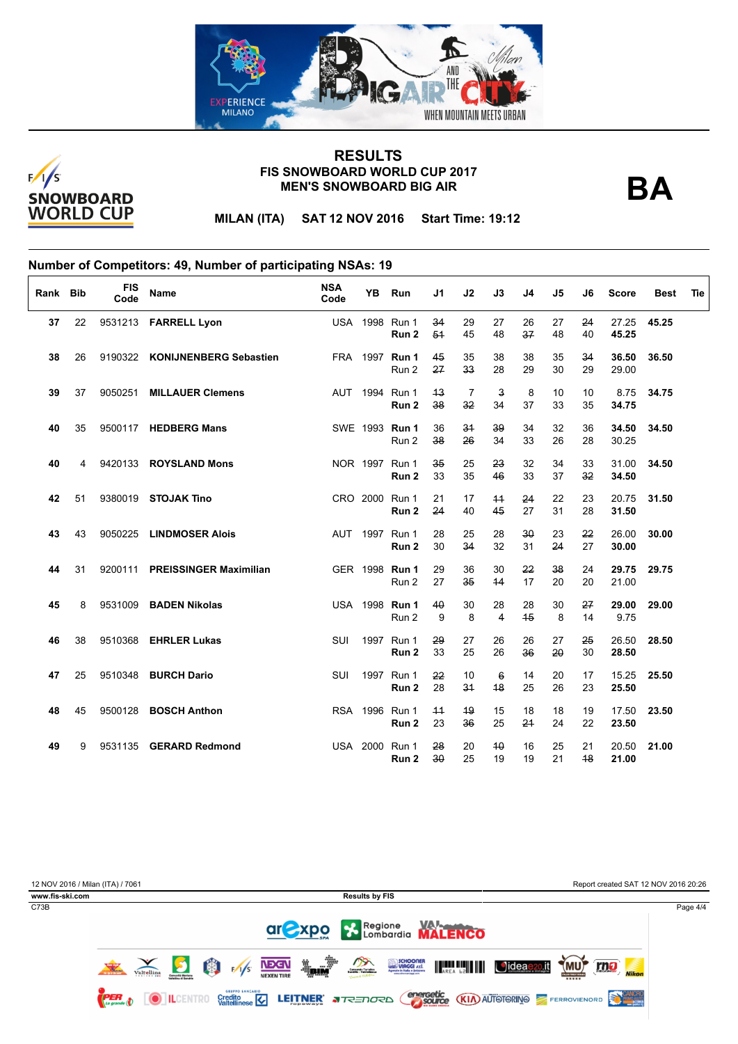# RESULTS

## FIS SNOWBOARD WORLD CUP 2017
## MEN'S SNOWBOARD BIG AIR

**BA**

**MILAN (ITA) SAT 12 NOV 2016 Start Time: 19:12**

### Number of Competitors: 49, Number of participating NSAs: 19

| Rank | Bib | FIS Code | Name | NSA Code | YB | Run | J1 | J2 | J3 | J4 | J5 | J6 | Score | Best | Tie |
|---|---|---|---|---|---|---|---|---|---|---|---|---|---|---|---|
| 37 | 22 | 9531213 | **FARRELL Lyon** | USA | 1998 | Run 1 | ~~34~~ | 29 | 27 | 26 | 27 | ~~24~~ | 27.25 | **45.25** | |
| | | | | | | **Run 2** | ~~51~~ | 45 | 48 | ~~37~~ | 48 | 40 | **45.25** | | |
| 38 | 26 | 9190322 | **KONIJNENBERG Sebastien** | FRA | 1997 | **Run 1** | ~~45~~ | 35 | 38 | 38 | 35 | ~~34~~ | **36.50** | **36.50** | |
| | | | | | | Run 2 | ~~27~~ | ~~33~~ | 28 | 29 | 30 | 29 | 29.00 | | |
| 39 | 37 | 9050251 | **MILLAUER Clemens** | AUT | 1994 | Run 1 | ~~13~~ | 7 | ~~3~~ | 8 | 10 | 10 | 8.75 | **34.75** | |
| | | | | | | **Run 2** | ~~38~~ | ~~32~~ | 34 | 37 | 33 | 35 | **34.75** | | |
| 40 | 35 | 9500117 | **HEDBERG Mans** | SWE | 1993 | **Run 1** | 36 | ~~31~~ | ~~39~~ | 34 | 32 | 36 | **34.50** | **34.50** | |
| | | | | | | Run 2 | ~~38~~ | ~~26~~ | 34 | 33 | 26 | 28 | 30.25 | | |
| 40 | 4 | 9420133 | **ROYSLAND Mons** | NOR | 1997 | Run 1 | ~~35~~ | 25 | ~~23~~ | 32 | 34 | 33 | 31.00 | **34.50** | |
| | | | | | | **Run 2** | 33 | 35 | ~~46~~ | 33 | 37 | ~~32~~ | **34.50** | | |
| 42 | 51 | 9380019 | **STOJAK Tino** | CRO | 2000 | Run 1 | 21 | 17 | ~~11~~ | ~~24~~ | 22 | 23 | 20.75 | **31.50** | |
| | | | | | | **Run 2** | ~~24~~ | 40 | ~~45~~ | 27 | 31 | 28 | **31.50** | | |
| 43 | 43 | 9050225 | **LINDMOSER Alois** | AUT | 1997 | Run 1 | 28 | 25 | 28 | ~~30~~ | 23 | ~~22~~ | 26.00 | **30.00** | |
| | | | | | | **Run 2** | 30 | ~~34~~ | 32 | 31 | ~~24~~ | 27 | **30.00** | | |
| 44 | 31 | 9200111 | **PREISSINGER Maximilian** | GER | 1998 | **Run 1** | 29 | 36 | 30 | ~~22~~ | ~~38~~ | 24 | **29.75** | **29.75** | |
| | | | | | | Run 2 | 27 | ~~35~~ | ~~14~~ | 17 | 20 | 20 | 21.00 | | |
| 45 | 8 | 9531009 | **BADEN Nikolas** | USA | 1998 | **Run 1** | ~~40~~ | 30 | 28 | 28 | 30 | ~~27~~ | **29.00** | **29.00** | |
| | | | | | | Run 2 | 9 | 8 | ~~4~~ | ~~15~~ | 8 | 14 | 9.75 | | |
| 46 | 38 | 9510368 | **EHRLER Lukas** | SUI | 1997 | Run 1 | ~~29~~ | 27 | 26 | 26 | 27 | ~~25~~ | 26.50 | **28.50** | |
| | | | | | | **Run 2** | 33 | 25 | 26 | ~~36~~ | ~~20~~ | 30 | **28.50** | | |
| 47 | 25 | 9510348 | **BURCH Dario** | SUI | 1997 | Run 1 | ~~22~~ | 10 | ~~6~~ | 14 | 20 | 17 | 15.25 | **25.50** | |
| | | | | | | **Run 2** | 28 | ~~31~~ | ~~18~~ | 25 | 26 | 23 | **25.50** | | |
| 48 | 45 | 9500128 | **BOSCH Anthon** | RSA | 1996 | Run 1 | ~~11~~ | ~~19~~ | 15 | 18 | 18 | 19 | 17.50 | **23.50** | |
| | | | | | | **Run 2** | 23 | ~~36~~ | 25 | ~~21~~ | 24 | 22 | **23.50** | | |
| 49 | 9 | 9531135 | **GERARD Redmond** | USA | 2000 | Run 1 | ~~28~~ | 20 | ~~10~~ | 16 | 25 | 21 | 20.50 | **21.00** | |
| | | | | | | **Run 2** | ~~30~~ | 25 | 19 | 19 | 21 | ~~18~~ | **21.00** | | |

12 NOV 2016 / Milan (ITA) / 7061 — Report created SAT 12 NOV 2016 20:26

www.fis-ski.com — Results by FIS

C73B